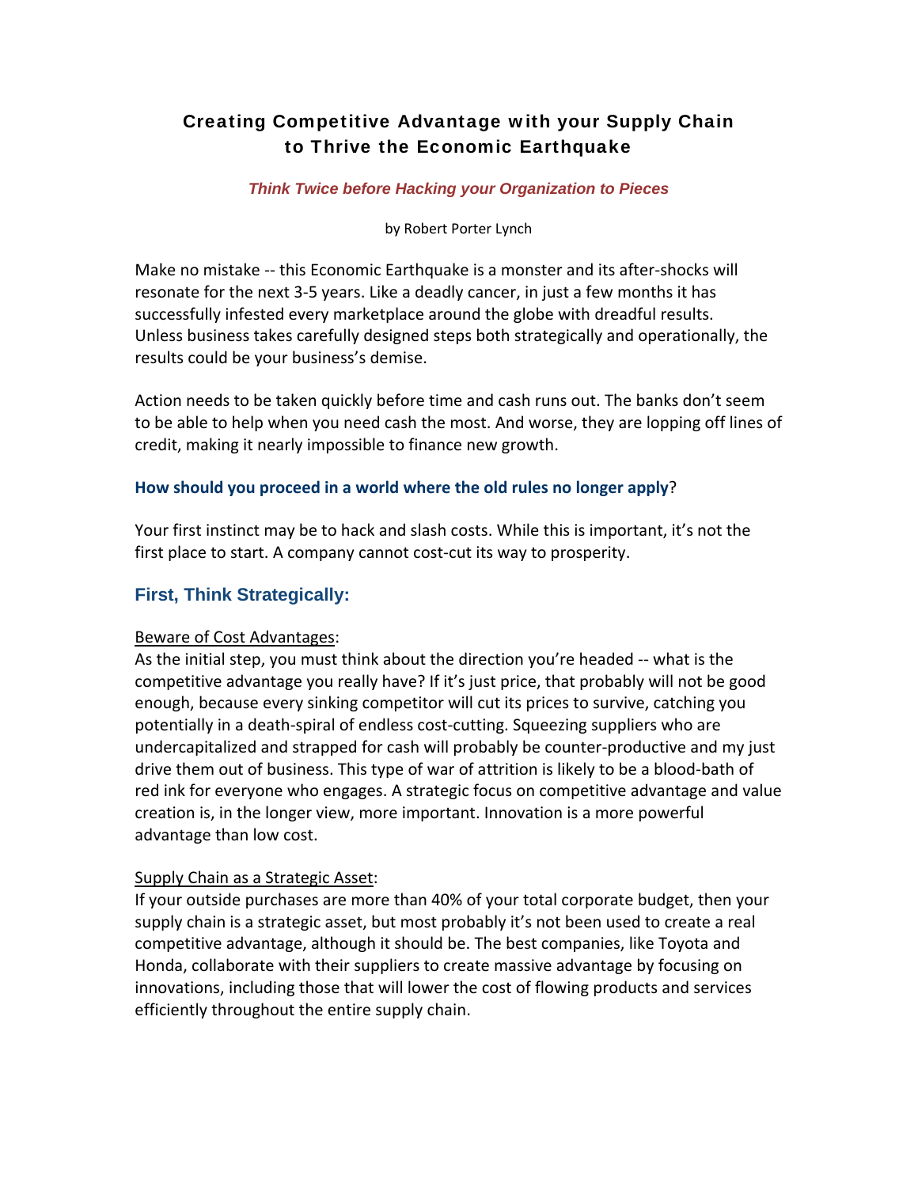# Creating Competitive Advantage with your Supply Chain to Thrive the Economic Earthquake

***Think Twice before Hacking your Organization to Pieces***

by Robert Porter Lynch

Make no mistake -- this Economic Earthquake is a monster and its after-shocks will resonate for the next 3-5 years. Like a deadly cancer, in just a few months it has successfully infested every marketplace around the globe with dreadful results. Unless business takes carefully designed steps both strategically and operationally, the results could be your business's demise.

Action needs to be taken quickly before time and cash runs out. The banks don't seem to be able to help when you need cash the most. And worse, they are lopping off lines of credit, making it nearly impossible to finance new growth.

**How should you proceed in a world where the old rules no longer apply?**

Your first instinct may be to hack and slash costs. While this is important, it's not the first place to start. A company cannot cost-cut its way to prosperity.

## First, Think Strategically:

Beware of Cost Advantages:

As the initial step, you must think about the direction you're headed -- what is the competitive advantage you really have? If it's just price, that probably will not be good enough, because every sinking competitor will cut its prices to survive, catching you potentially in a death-spiral of endless cost-cutting. Squeezing suppliers who are undercapitalized and strapped for cash will probably be counter-productive and my just drive them out of business. This type of war of attrition is likely to be a blood-bath of red ink for everyone who engages. A strategic focus on competitive advantage and value creation is, in the longer view, more important. Innovation is a more powerful advantage than low cost.

Supply Chain as a Strategic Asset:

If your outside purchases are more than 40% of your total corporate budget, then your supply chain is a strategic asset, but most probably it's not been used to create a real competitive advantage, although it should be. The best companies, like Toyota and Honda, collaborate with their suppliers to create massive advantage by focusing on innovations, including those that will lower the cost of flowing products and services efficiently throughout the entire supply chain.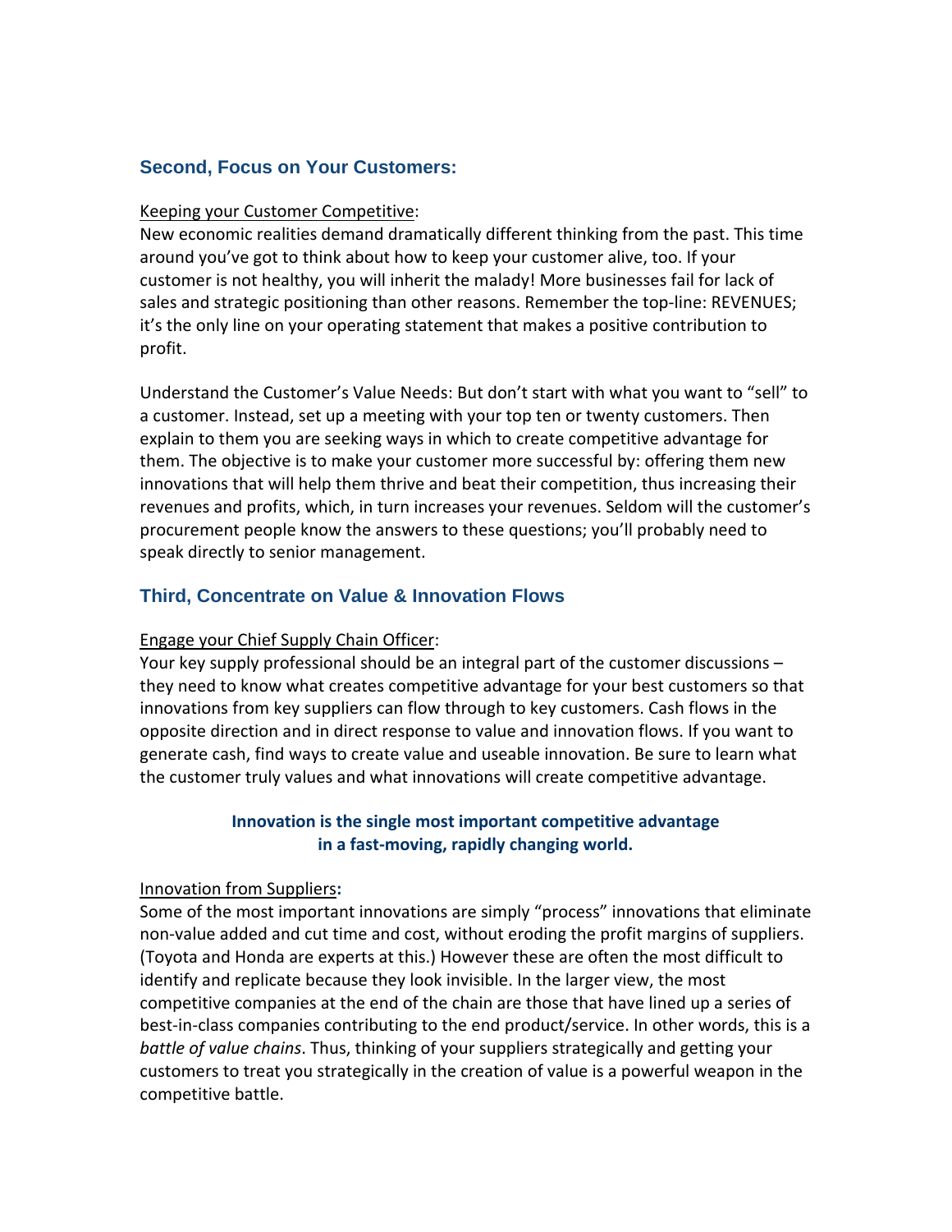## Second, Focus on Your Customers:

<u>Keeping your Customer Competitive</u>:
New economic realities demand dramatically different thinking from the past. This time around you've got to think about how to keep your customer alive, too. If your customer is not healthy, you will inherit the malady! More businesses fail for lack of sales and strategic positioning than other reasons. Remember the top-line: REVENUES; it's the only line on your operating statement that makes a positive contribution to profit.

Understand the Customer's Value Needs: But don't start with what you want to "sell" to a customer. Instead, set up a meeting with your top ten or twenty customers. Then explain to them you are seeking ways in which to create competitive advantage for them. The objective is to make your customer more successful by: offering them new innovations that will help them thrive and beat their competition, thus increasing their revenues and profits, which, in turn increases your revenues. Seldom will the customer's procurement people know the answers to these questions; you'll probably need to speak directly to senior management.

## Third, Concentrate on Value & Innovation Flows

<u>Engage your Chief Supply Chain Officer</u>:
Your key supply professional should be an integral part of the customer discussions – they need to know what creates competitive advantage for your best customers so that innovations from key suppliers can flow through to key customers. Cash flows in the opposite direction and in direct response to value and innovation flows. If you want to generate cash, find ways to create value and useable innovation. Be sure to learn what the customer truly values and what innovations will create competitive advantage.

**Innovation is the single most important competitive advantage in a fast-moving, rapidly changing world.**

<u>Innovation from Suppliers</u>**:**
Some of the most important innovations are simply "process" innovations that eliminate non-value added and cut time and cost, without eroding the profit margins of suppliers. (Toyota and Honda are experts at this.) However these are often the most difficult to identify and replicate because they look invisible. In the larger view, the most competitive companies at the end of the chain are those that have lined up a series of best-in-class companies contributing to the end product/service. In other words, this is a *battle of value chains*. Thus, thinking of your suppliers strategically and getting your customers to treat you strategically in the creation of value is a powerful weapon in the competitive battle.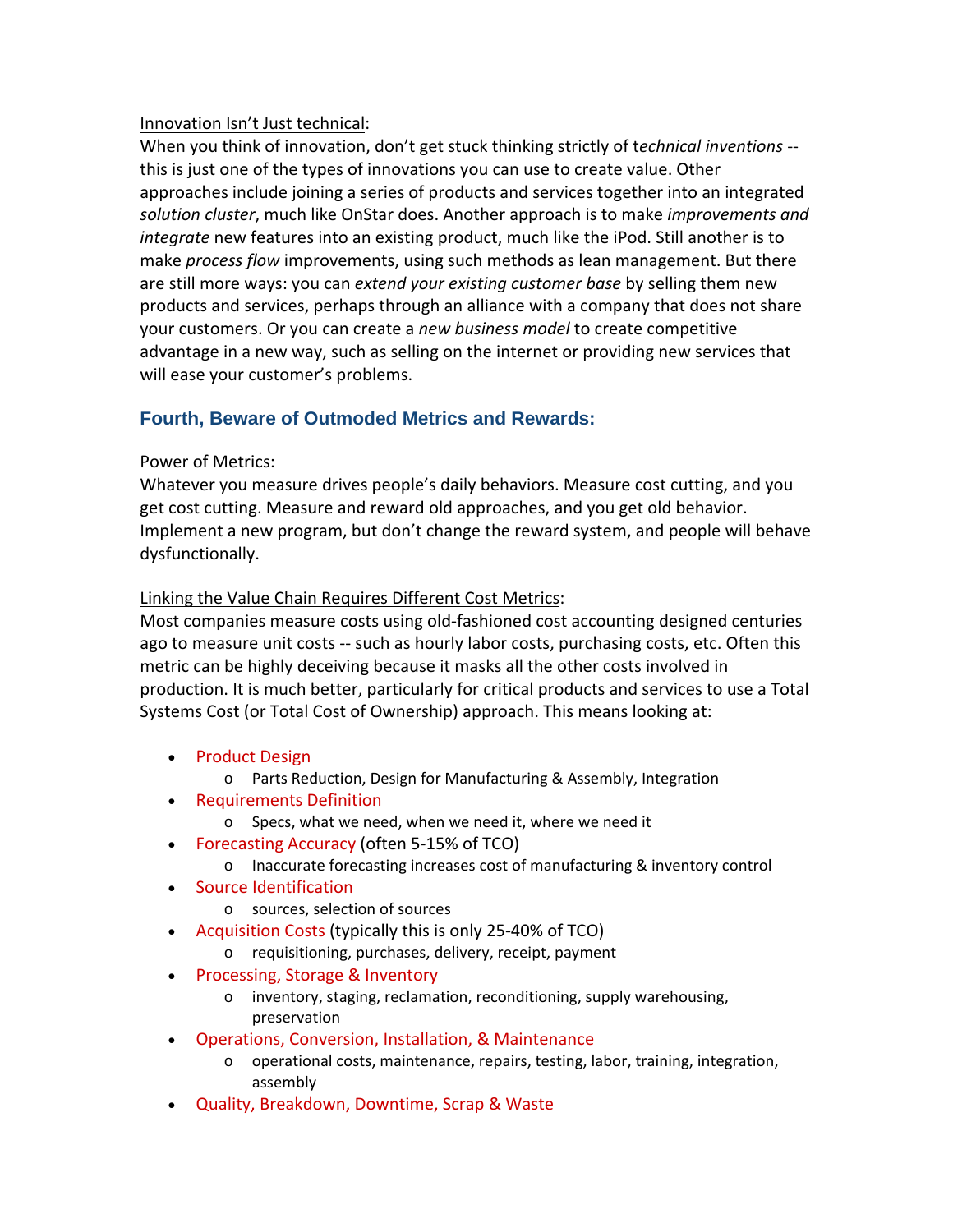Innovation Isn't Just technical:

When you think of innovation, don't get stuck thinking strictly of t*echnical inventions* -- this is just one of the types of innovations you can use to create value. Other approaches include joining a series of products and services together into an integrated *solution cluster*, much like OnStar does. Another approach is to make *improvements and integrate* new features into an existing product, much like the iPod. Still another is to make *process flow* improvements, using such methods as lean management. But there are still more ways: you can *extend your existing customer base* by selling them new products and services, perhaps through an alliance with a company that does not share your customers. Or you can create a *new business model* to create competitive advantage in a new way, such as selling on the internet or providing new services that will ease your customer's problems.

### Fourth, Beware of Outmoded Metrics and Rewards:

Power of Metrics:

Whatever you measure drives people's daily behaviors. Measure cost cutting, and you get cost cutting. Measure and reward old approaches, and you get old behavior. Implement a new program, but don't change the reward system, and people will behave dysfunctionally.

Linking the Value Chain Requires Different Cost Metrics:

Most companies measure costs using old-fashioned cost accounting designed centuries ago to measure unit costs -- such as hourly labor costs, purchasing costs, etc. Often this metric can be highly deceiving because it masks all the other costs involved in production. It is much better, particularly for critical products and services to use a Total Systems Cost (or Total Cost of Ownership) approach. This means looking at:

- Product Design
    - Parts Reduction, Design for Manufacturing & Assembly, Integration
- Requirements Definition
    - Specs, what we need, when we need it, where we need it
- Forecasting Accuracy (often 5-15% of TCO)
    - Inaccurate forecasting increases cost of manufacturing & inventory control
- Source Identification
    - sources, selection of sources
- Acquisition Costs (typically this is only 25-40% of TCO)
    - requisitioning, purchases, delivery, receipt, payment
- Processing, Storage & Inventory
    - inventory, staging, reclamation, reconditioning, supply warehousing, preservation
- Operations, Conversion, Installation, & Maintenance
    - operational costs, maintenance, repairs, testing, labor, training, integration, assembly
- Quality, Breakdown, Downtime, Scrap & Waste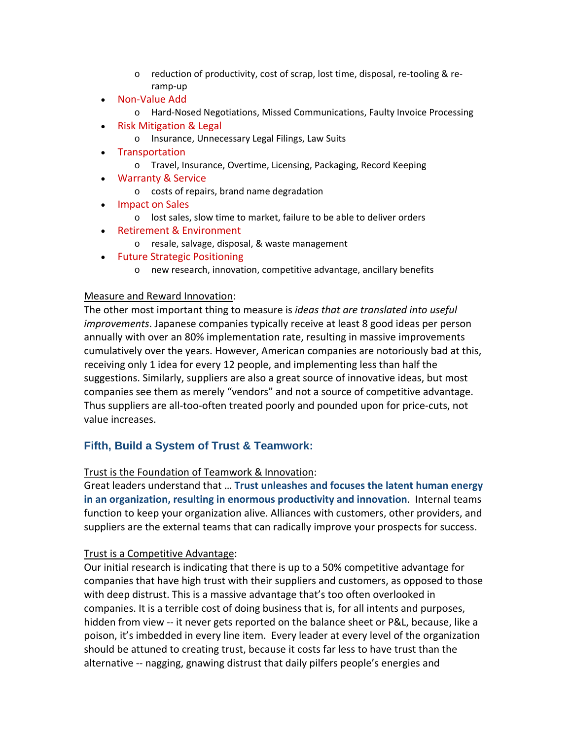- reduction of productivity, cost of scrap, lost time, disposal, re-tooling & re-ramp-up
- Non-Value Add
    - Hard-Nosed Negotiations, Missed Communications, Faulty Invoice Processing
- Risk Mitigation & Legal
    - Insurance, Unnecessary Legal Filings, Law Suits
- Transportation
    - Travel, Insurance, Overtime, Licensing, Packaging, Record Keeping
- Warranty & Service
    - costs of repairs, brand name degradation
- Impact on Sales
    - lost sales, slow time to market, failure to be able to deliver orders
- Retirement & Environment
    - resale, salvage, disposal, & waste management
- Future Strategic Positioning
    - new research, innovation, competitive advantage, ancillary benefits

<u>Measure and Reward Innovation</u>:
The other most important thing to measure is *ideas that are translated into useful improvements*. Japanese companies typically receive at least 8 good ideas per person annually with over an 80% implementation rate, resulting in massive improvements cumulatively over the years. However, American companies are notoriously bad at this, receiving only 1 idea for every 12 people, and implementing less than half the suggestions. Similarly, suppliers are also a great source of innovative ideas, but most companies see them as merely "vendors" and not a source of competitive advantage. Thus suppliers are all-too-often treated poorly and pounded upon for price-cuts, not value increases.

## Fifth, Build a System of Trust & Teamwork:

<u>Trust is the Foundation of Teamwork & Innovation</u>:
Great leaders understand that … **Trust unleashes and focuses the latent human energy in an organization, resulting in enormous productivity and innovation**. Internal teams function to keep your organization alive. Alliances with customers, other providers, and suppliers are the external teams that can radically improve your prospects for success.

<u>Trust is a Competitive Advantage</u>:
Our initial research is indicating that there is up to a 50% competitive advantage for companies that have high trust with their suppliers and customers, as opposed to those with deep distrust. This is a massive advantage that's too often overlooked in companies. It is a terrible cost of doing business that is, for all intents and purposes, hidden from view -- it never gets reported on the balance sheet or P&L, because, like a poison, it's imbedded in every line item. Every leader at every level of the organization should be attuned to creating trust, because it costs far less to have trust than the alternative -- nagging, gnawing distrust that daily pilfers people's energies and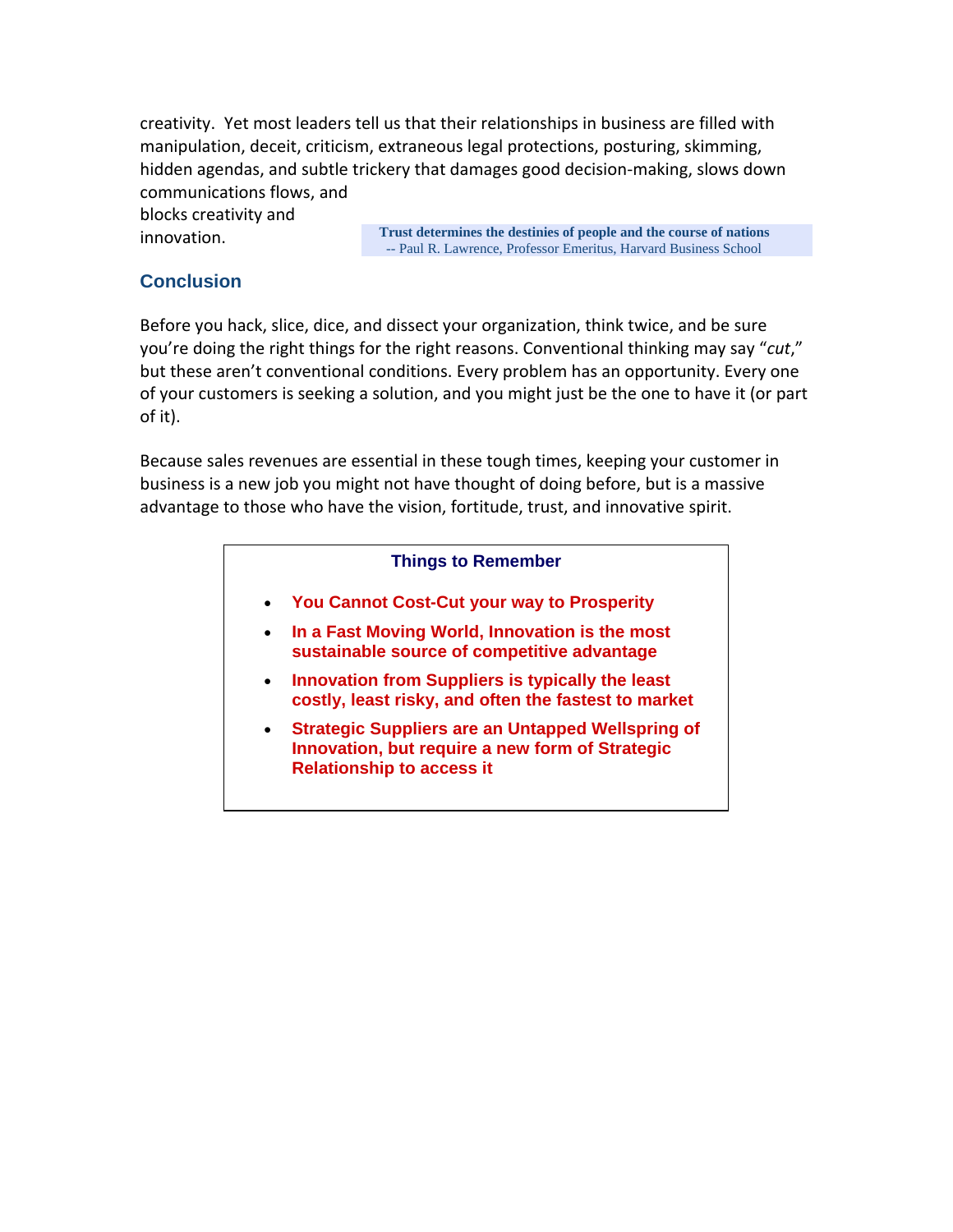creativity. Yet most leaders tell us that their relationships in business are filled with manipulation, deceit, criticism, extraneous legal protections, posturing, skimming, hidden agendas, and subtle trickery that damages good decision-making, slows down communications flows, and blocks creativity and innovation.

> **Trust determines the destinies of people and the course of nations**
> -- Paul R. Lawrence, Professor Emeritus, Harvard Business School

## Conclusion

Before you hack, slice, dice, and dissect your organization, think twice, and be sure you're doing the right things for the right reasons. Conventional thinking may say "*cut*," but these aren't conventional conditions. Every problem has an opportunity. Every one of your customers is seeking a solution, and you might just be the one to have it (or part of it).

Because sales revenues are essential in these tough times, keeping your customer in business is a new job you might not have thought of doing before, but is a massive advantage to those who have the vision, fortitude, trust, and innovative spirit.

**Things to Remember**

- **You Cannot Cost-Cut your way to Prosperity**
- **In a Fast Moving World, Innovation is the most sustainable source of competitive advantage**
- **Innovation from Suppliers is typically the least costly, least risky, and often the fastest to market**
- **Strategic Suppliers are an Untapped Wellspring of Innovation, but require a new form of Strategic Relationship to access it**